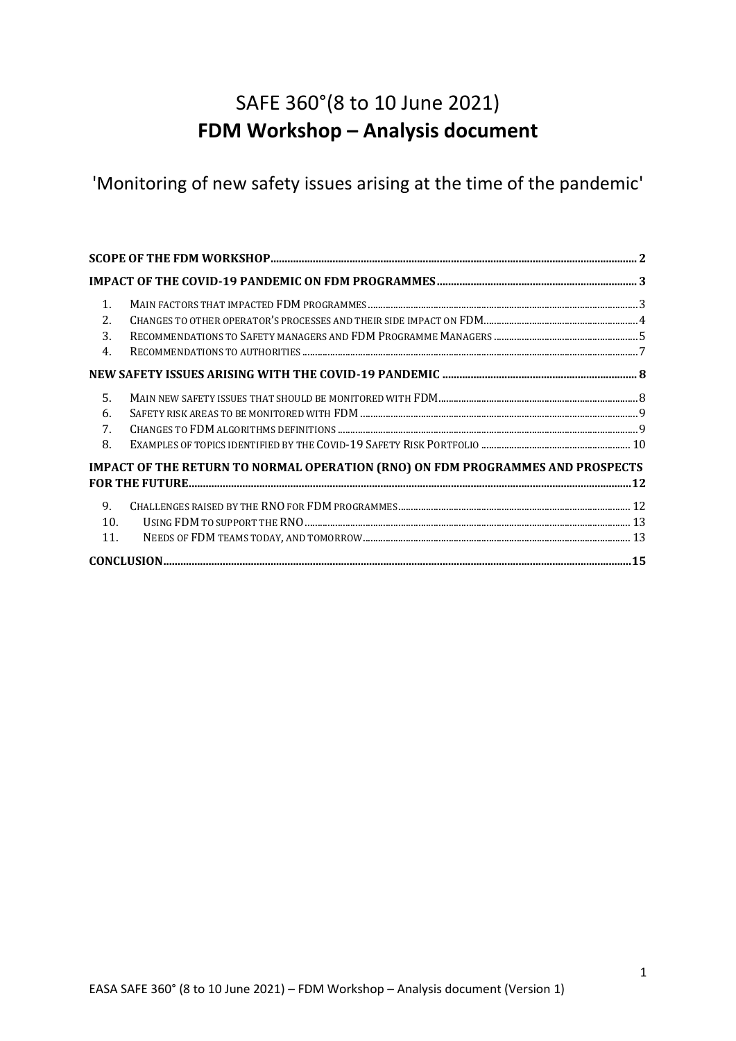# SAFE 360°(8 to 10 June 2021)
# **FDM Workshop – Analysis document**

## 'Monitoring of new safety issues arising at the time of the pandemic'

**SCOPE OF THE FDM WORKSHOP** ..... 2

**IMPACT OF THE COVID-19 PANDEMIC ON FDM PROGRAMMES** ..... 3

1. MAIN FACTORS THAT IMPACTED FDM PROGRAMMES ..... 3
2. CHANGES TO OTHER OPERATOR'S PROCESSES AND THEIR SIDE IMPACT ON FDM ..... 4
3. RECOMMENDATIONS TO SAFETY MANAGERS AND FDM PROGRAMME MANAGERS ..... 5
4. RECOMMENDATIONS TO AUTHORITIES ..... 7

**NEW SAFETY ISSUES ARISING WITH THE COVID-19 PANDEMIC** ..... 8

5. MAIN NEW SAFETY ISSUES THAT SHOULD BE MONITORED WITH FDM ..... 8
6. SAFETY RISK AREAS TO BE MONITORED WITH FDM ..... 9
7. CHANGES TO FDM ALGORITHMS DEFINITIONS ..... 9
8. EXAMPLES OF TOPICS IDENTIFIED BY THE COVID-19 SAFETY RISK PORTFOLIO ..... 10

**IMPACT OF THE RETURN TO NORMAL OPERATION (RNO) ON FDM PROGRAMMES AND PROSPECTS FOR THE FUTURE** ..... 12

9. CHALLENGES RAISED BY THE RNO FOR FDM PROGRAMMES ..... 12
10. USING FDM TO SUPPORT THE RNO ..... 13
11. NEEDS OF FDM TEAMS TODAY, AND TOMORROW ..... 13

**CONCLUSION** ..... 15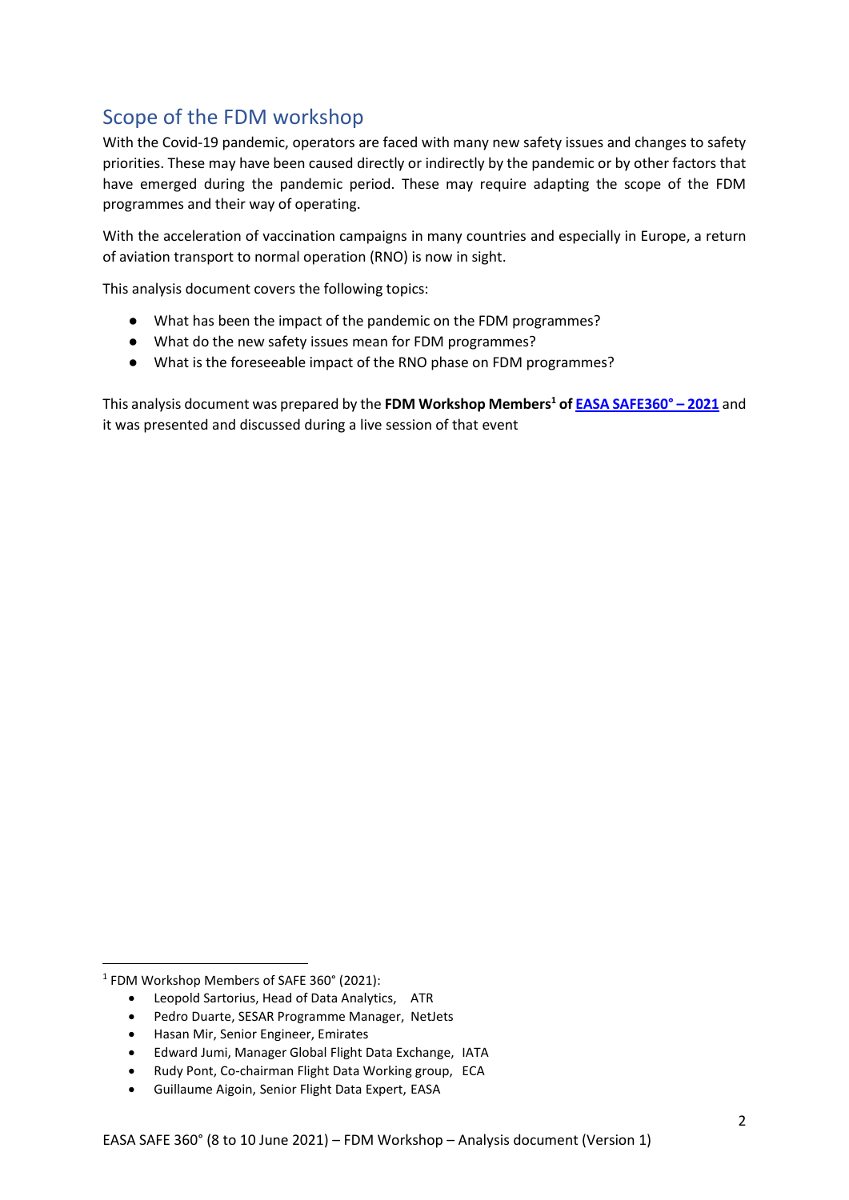## Scope of the FDM workshop

With the Covid-19 pandemic, operators are faced with many new safety issues and changes to safety priorities. These may have been caused directly or indirectly by the pandemic or by other factors that have emerged during the pandemic period. These may require adapting the scope of the FDM programmes and their way of operating.

With the acceleration of vaccination campaigns in many countries and especially in Europe, a return of aviation transport to normal operation (RNO) is now in sight.

This analysis document covers the following topics:

- What has been the impact of the pandemic on the FDM programmes?
- What do the new safety issues mean for FDM programmes?
- What is the foreseeable impact of the RNO phase on FDM programmes?

This analysis document was prepared by the **FDM Workshop Members[1] of** **EASA SAFE360° – 2021** and it was presented and discussed during a live session of that event

---

[1] FDM Workshop Members of SAFE 360° (2021):

- Leopold Sartorius, Head of Data Analytics, ATR
- Pedro Duarte, SESAR Programme Manager, NetJets
- Hasan Mir, Senior Engineer, Emirates
- Edward Jumi, Manager Global Flight Data Exchange, IATA
- Rudy Pont, Co-chairman Flight Data Working group, ECA
- Guillaume Aigoin, Senior Flight Data Expert, EASA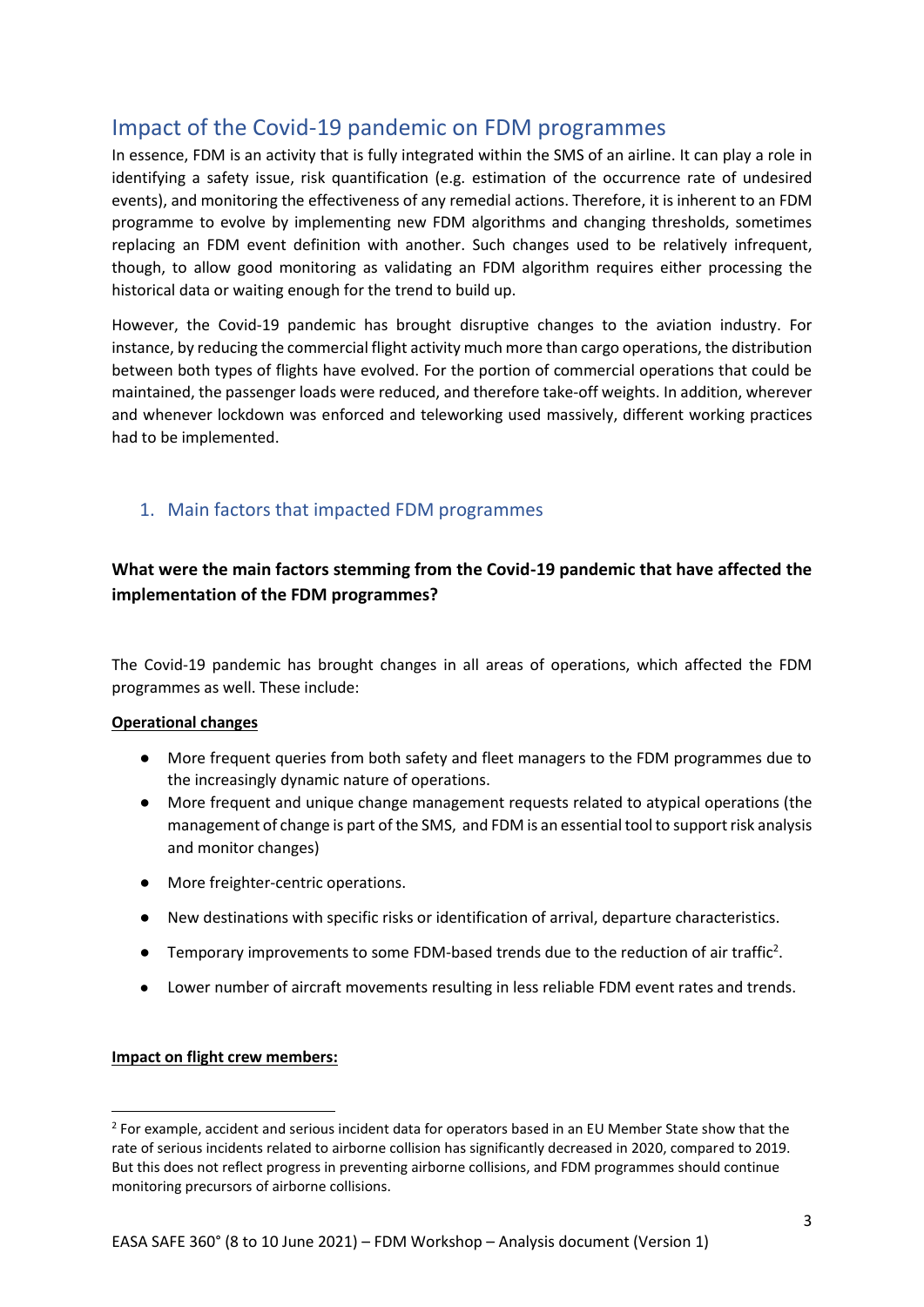## Impact of the Covid-19 pandemic on FDM programmes

In essence, FDM is an activity that is fully integrated within the SMS of an airline. It can play a role in identifying a safety issue, risk quantification (e.g. estimation of the occurrence rate of undesired events), and monitoring the effectiveness of any remedial actions. Therefore, it is inherent to an FDM programme to evolve by implementing new FDM algorithms and changing thresholds, sometimes replacing an FDM event definition with another. Such changes used to be relatively infrequent, though, to allow good monitoring as validating an FDM algorithm requires either processing the historical data or waiting enough for the trend to build up.

However, the Covid-19 pandemic has brought disruptive changes to the aviation industry. For instance, by reducing the commercial flight activity much more than cargo operations, the distribution between both types of flights have evolved. For the portion of commercial operations that could be maintained, the passenger loads were reduced, and therefore take-off weights. In addition, wherever and whenever lockdown was enforced and teleworking used massively, different working practices had to be implemented.

### 1. Main factors that impacted FDM programmes

**What were the main factors stemming from the Covid-19 pandemic that have affected the implementation of the FDM programmes?**

The Covid-19 pandemic has brought changes in all areas of operations, which affected the FDM programmes as well. These include:

**Operational changes**

- More frequent queries from both safety and fleet managers to the FDM programmes due to the increasingly dynamic nature of operations.
- More frequent and unique change management requests related to atypical operations (the management of change is part of the SMS, and FDM is an essential tool to support risk analysis and monitor changes)
- More freighter-centric operations.
- New destinations with specific risks or identification of arrival, departure characteristics.
- Temporary improvements to some FDM-based trends due to the reduction of air traffic[2].
- Lower number of aircraft movements resulting in less reliable FDM event rates and trends.

**Impact on flight crew members:**

[2] For example, accident and serious incident data for operators based in an EU Member State show that the rate of serious incidents related to airborne collision has significantly decreased in 2020, compared to 2019. But this does not reflect progress in preventing airborne collisions, and FDM programmes should continue monitoring precursors of airborne collisions.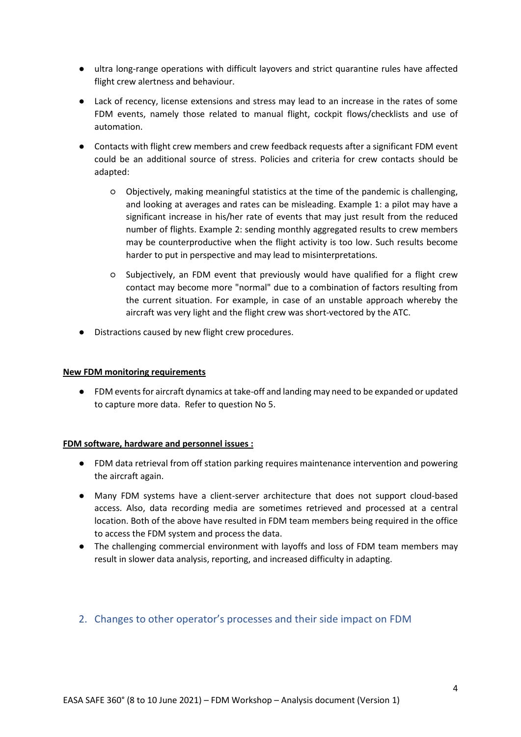- ultra long-range operations with difficult layovers and strict quarantine rules have affected flight crew alertness and behaviour.
- Lack of recency, license extensions and stress may lead to an increase in the rates of some FDM events, namely those related to manual flight, cockpit flows/checklists and use of automation.
- Contacts with flight crew members and crew feedback requests after a significant FDM event could be an additional source of stress. Policies and criteria for crew contacts should be adapted:
    - Objectively, making meaningful statistics at the time of the pandemic is challenging, and looking at averages and rates can be misleading. Example 1: a pilot may have a significant increase in his/her rate of events that may just result from the reduced number of flights. Example 2: sending monthly aggregated results to crew members may be counterproductive when the flight activity is too low. Such results become harder to put in perspective and may lead to misinterpretations.
    - Subjectively, an FDM event that previously would have qualified for a flight crew contact may become more "normal" due to a combination of factors resulting from the current situation. For example, in case of an unstable approach whereby the aircraft was very light and the flight crew was short-vectored by the ATC.
- Distractions caused by new flight crew procedures.

**New FDM monitoring requirements**

- FDM events for aircraft dynamics at take-off and landing may need to be expanded or updated to capture more data. Refer to question No 5.

**FDM software, hardware and personnel issues :**

- FDM data retrieval from off station parking requires maintenance intervention and powering the aircraft again.
- Many FDM systems have a client-server architecture that does not support cloud-based access. Also, data recording media are sometimes retrieved and processed at a central location. Both of the above have resulted in FDM team members being required in the office to access the FDM system and process the data.
- The challenging commercial environment with layoffs and loss of FDM team members may result in slower data analysis, reporting, and increased difficulty in adapting.

## 2. Changes to other operator's processes and their side impact on FDM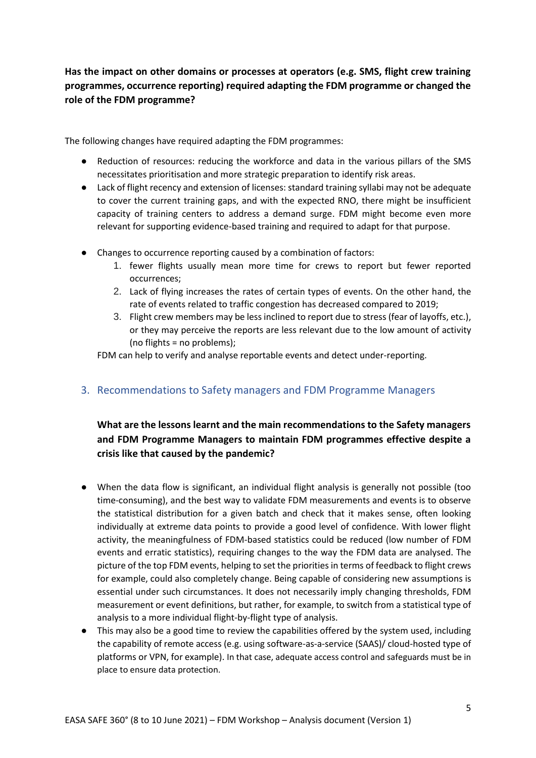**Has the impact on other domains or processes at operators (e.g. SMS, flight crew training programmes, occurrence reporting) required adapting the FDM programme or changed the role of the FDM programme?**

The following changes have required adapting the FDM programmes:

- Reduction of resources: reducing the workforce and data in the various pillars of the SMS necessitates prioritisation and more strategic preparation to identify risk areas.
- Lack of flight recency and extension of licenses: standard training syllabi may not be adequate to cover the current training gaps, and with the expected RNO, there might be insufficient capacity of training centers to address a demand surge. FDM might become even more relevant for supporting evidence-based training and required to adapt for that purpose.
- Changes to occurrence reporting caused by a combination of factors:
  1. fewer flights usually mean more time for crews to report but fewer reported occurrences;
  2. Lack of flying increases the rates of certain types of events. On the other hand, the rate of events related to traffic congestion has decreased compared to 2019;
  3. Flight crew members may be less inclined to report due to stress (fear of layoffs, etc.), or they may perceive the reports are less relevant due to the low amount of activity (no flights = no problems);

  FDM can help to verify and analyse reportable events and detect under-reporting.

## 3. Recommendations to Safety managers and FDM Programme Managers

**What are the lessons learnt and the main recommendations to the Safety managers and FDM Programme Managers to maintain FDM programmes effective despite a crisis like that caused by the pandemic?**

- When the data flow is significant, an individual flight analysis is generally not possible (too time-consuming), and the best way to validate FDM measurements and events is to observe the statistical distribution for a given batch and check that it makes sense, often looking individually at extreme data points to provide a good level of confidence. With lower flight activity, the meaningfulness of FDM-based statistics could be reduced (low number of FDM events and erratic statistics), requiring changes to the way the FDM data are analysed. The picture of the top FDM events, helping to set the priorities in terms of feedback to flight crews for example, could also completely change. Being capable of considering new assumptions is essential under such circumstances. It does not necessarily imply changing thresholds, FDM measurement or event definitions, but rather, for example, to switch from a statistical type of analysis to a more individual flight-by-flight type of analysis.
- This may also be a good time to review the capabilities offered by the system used, including the capability of remote access (e.g. using software-as-a-service (SAAS)/ cloud-hosted type of platforms or VPN, for example). In that case, adequate access control and safeguards must be in place to ensure data protection.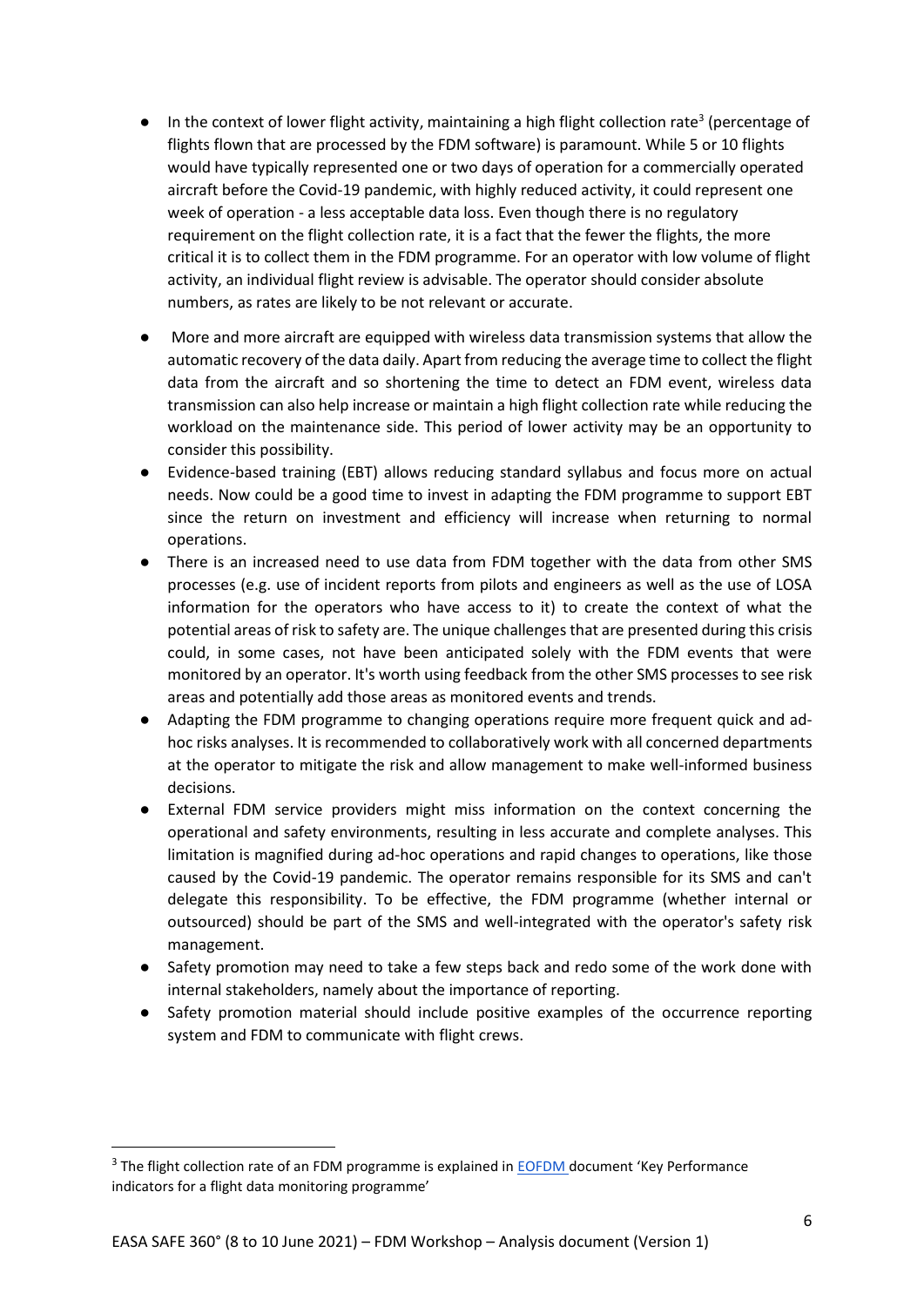- In the context of lower flight activity, maintaining a high flight collection rate[3] (percentage of flights flown that are processed by the FDM software) is paramount. While 5 or 10 flights would have typically represented one or two days of operation for a commercially operated aircraft before the Covid-19 pandemic, with highly reduced activity, it could represent one week of operation - a less acceptable data loss. Even though there is no regulatory requirement on the flight collection rate, it is a fact that the fewer the flights, the more critical it is to collect them in the FDM programme. For an operator with low volume of flight activity, an individual flight review is advisable. The operator should consider absolute numbers, as rates are likely to be not relevant or accurate.
- More and more aircraft are equipped with wireless data transmission systems that allow the automatic recovery of the data daily. Apart from reducing the average time to collect the flight data from the aircraft and so shortening the time to detect an FDM event, wireless data transmission can also help increase or maintain a high flight collection rate while reducing the workload on the maintenance side. This period of lower activity may be an opportunity to consider this possibility.
- Evidence-based training (EBT) allows reducing standard syllabus and focus more on actual needs. Now could be a good time to invest in adapting the FDM programme to support EBT since the return on investment and efficiency will increase when returning to normal operations.
- There is an increased need to use data from FDM together with the data from other SMS processes (e.g. use of incident reports from pilots and engineers as well as the use of LOSA information for the operators who have access to it) to create the context of what the potential areas of risk to safety are. The unique challenges that are presented during this crisis could, in some cases, not have been anticipated solely with the FDM events that were monitored by an operator. It's worth using feedback from the other SMS processes to see risk areas and potentially add those areas as monitored events and trends.
- Adapting the FDM programme to changing operations require more frequent quick and ad-hoc risks analyses. It is recommended to collaboratively work with all concerned departments at the operator to mitigate the risk and allow management to make well-informed business decisions.
- External FDM service providers might miss information on the context concerning the operational and safety environments, resulting in less accurate and complete analyses. This limitation is magnified during ad-hoc operations and rapid changes to operations, like those caused by the Covid-19 pandemic. The operator remains responsible for its SMS and can't delegate this responsibility. To be effective, the FDM programme (whether internal or outsourced) should be part of the SMS and well-integrated with the operator's safety risk management.
- Safety promotion may need to take a few steps back and redo some of the work done with internal stakeholders, namely about the importance of reporting.
- Safety promotion material should include positive examples of the occurrence reporting system and FDM to communicate with flight crews.

[3] The flight collection rate of an FDM programme is explained in EOFDM document 'Key Performance indicators for a flight data monitoring programme'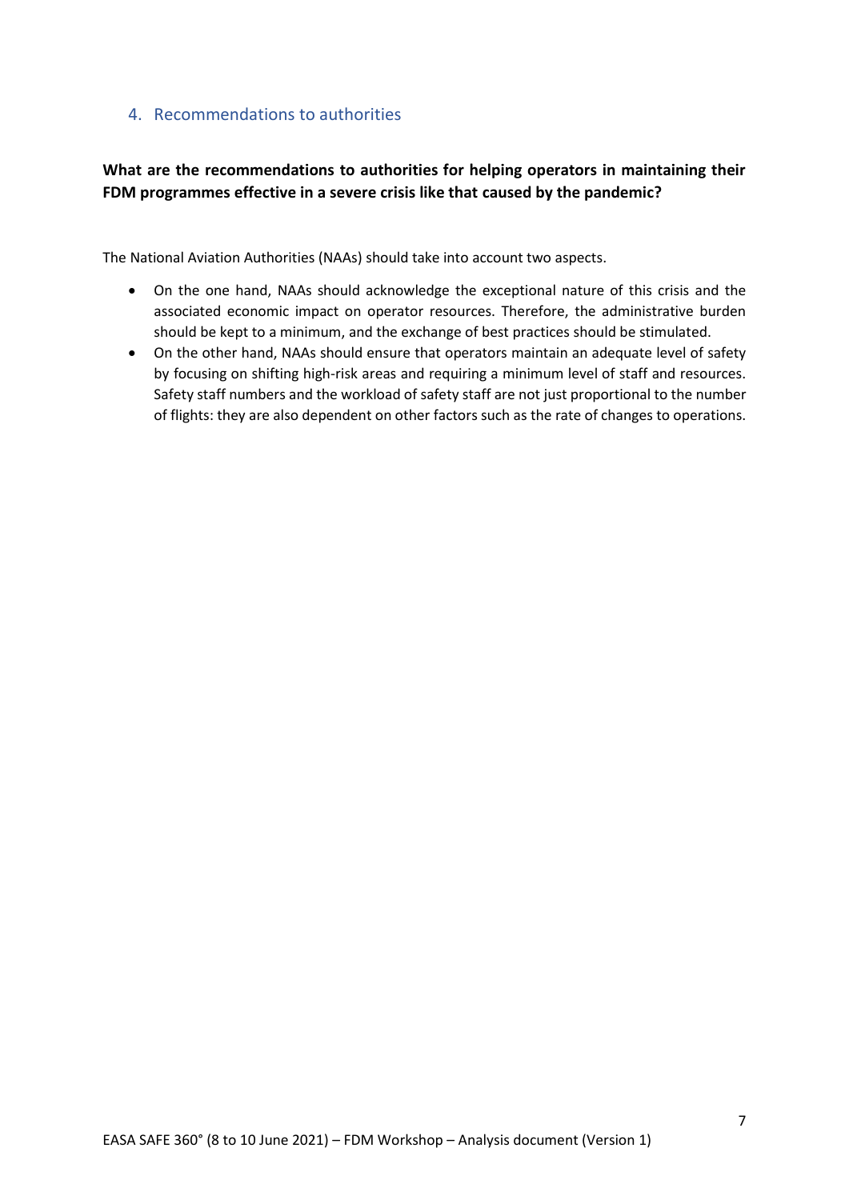## 4. Recommendations to authorities

**What are the recommendations to authorities for helping operators in maintaining their FDM programmes effective in a severe crisis like that caused by the pandemic?**

The National Aviation Authorities (NAAs) should take into account two aspects.

- On the one hand, NAAs should acknowledge the exceptional nature of this crisis and the associated economic impact on operator resources. Therefore, the administrative burden should be kept to a minimum, and the exchange of best practices should be stimulated.
- On the other hand, NAAs should ensure that operators maintain an adequate level of safety by focusing on shifting high-risk areas and requiring a minimum level of staff and resources. Safety staff numbers and the workload of safety staff are not just proportional to the number of flights: they are also dependent on other factors such as the rate of changes to operations.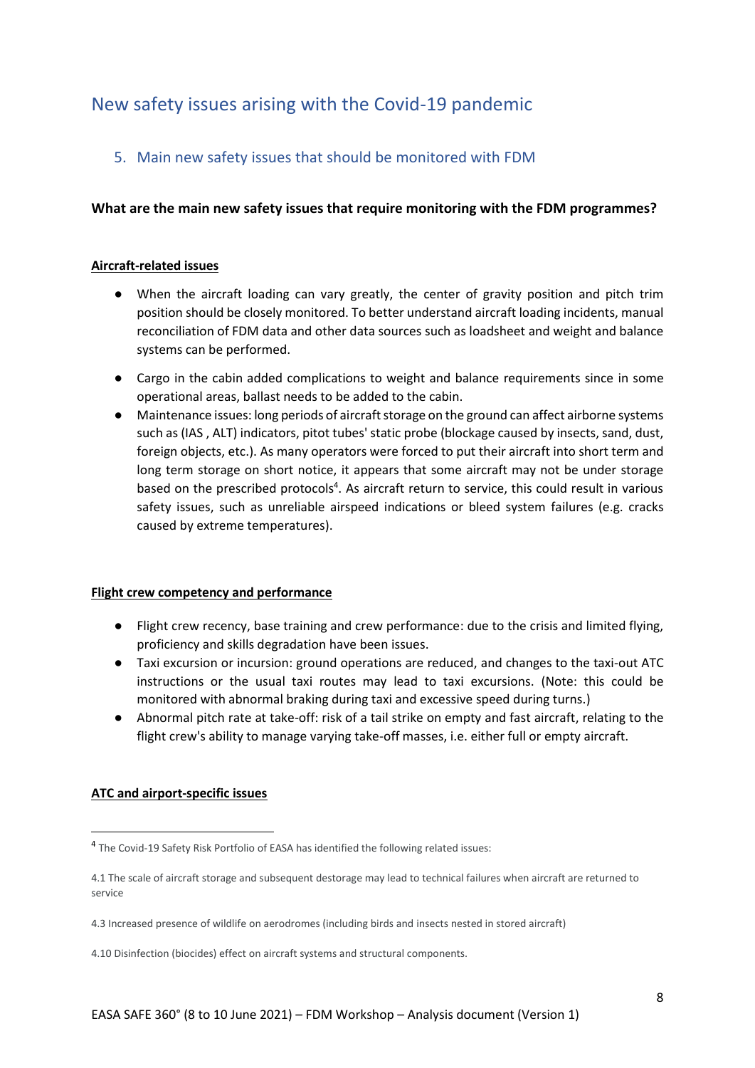# New safety issues arising with the Covid-19 pandemic

## 5. Main new safety issues that should be monitored with FDM

**What are the main new safety issues that require monitoring with the FDM programmes?**

**Aircraft-related issues**

- When the aircraft loading can vary greatly, the center of gravity position and pitch trim position should be closely monitored. To better understand aircraft loading incidents, manual reconciliation of FDM data and other data sources such as loadsheet and weight and balance systems can be performed.
- Cargo in the cabin added complications to weight and balance requirements since in some operational areas, ballast needs to be added to the cabin.
- Maintenance issues: long periods of aircraft storage on the ground can affect airborne systems such as (IAS , ALT) indicators, pitot tubes' static probe (blockage caused by insects, sand, dust, foreign objects, etc.). As many operators were forced to put their aircraft into short term and long term storage on short notice, it appears that some aircraft may not be under storage based on the prescribed protocols[4]. As aircraft return to service, this could result in various safety issues, such as unreliable airspeed indications or bleed system failures (e.g. cracks caused by extreme temperatures).

**Flight crew competency and performance**

- Flight crew recency, base training and crew performance: due to the crisis and limited flying, proficiency and skills degradation have been issues.
- Taxi excursion or incursion: ground operations are reduced, and changes to the taxi-out ATC instructions or the usual taxi routes may lead to taxi excursions. (Note: this could be monitored with abnormal braking during taxi and excessive speed during turns.)
- Abnormal pitch rate at take-off: risk of a tail strike on empty and fast aircraft, relating to the flight crew's ability to manage varying take-off masses, i.e. either full or empty aircraft.

**ATC and airport-specific issues**

---

[4] The Covid-19 Safety Risk Portfolio of EASA has identified the following related issues:

4.1 The scale of aircraft storage and subsequent destorage may lead to technical failures when aircraft are returned to service

4.3 Increased presence of wildlife on aerodromes (including birds and insects nested in stored aircraft)

4.10 Disinfection (biocides) effect on aircraft systems and structural components.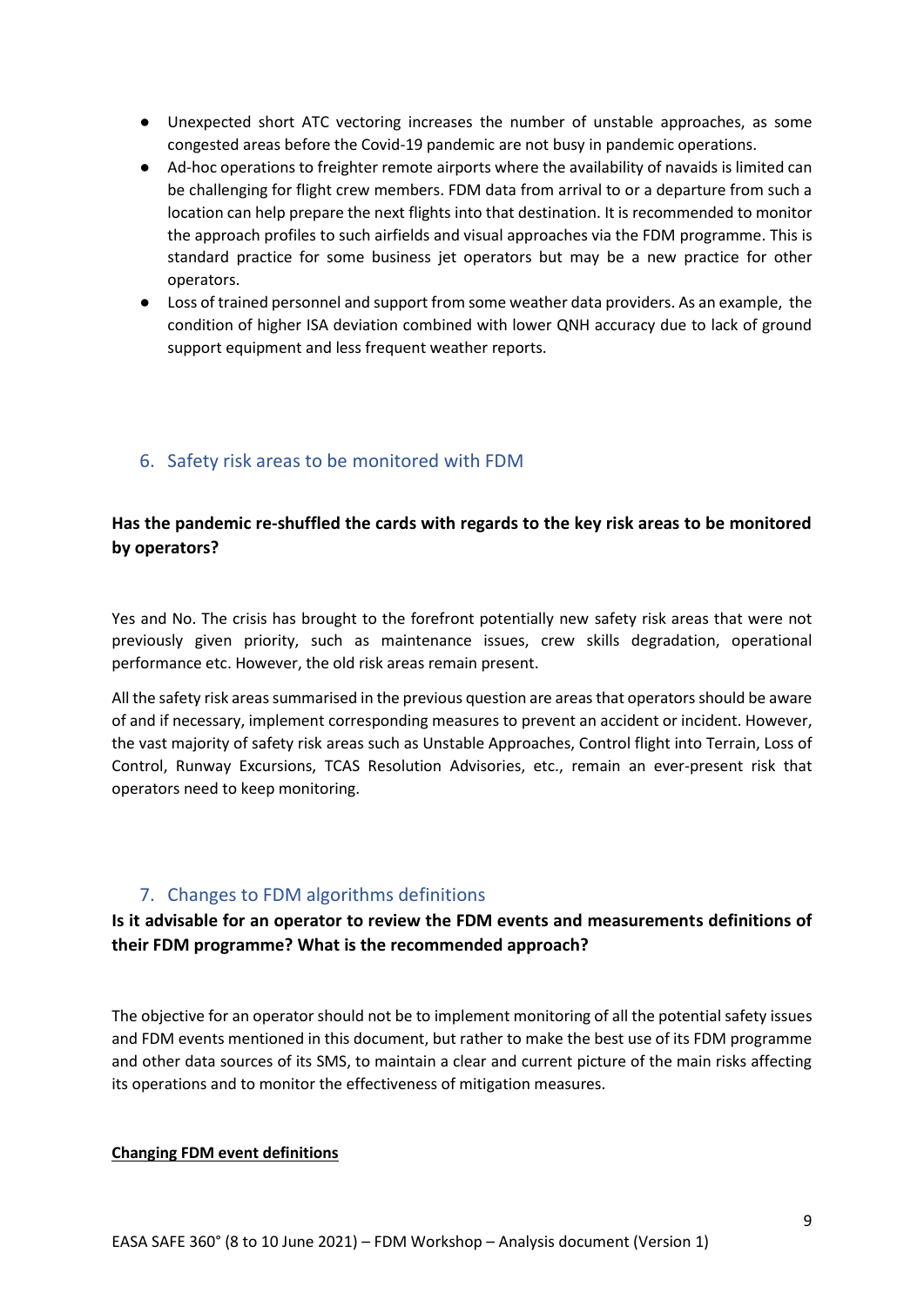- Unexpected short ATC vectoring increases the number of unstable approaches, as some congested areas before the Covid-19 pandemic are not busy in pandemic operations.
- Ad-hoc operations to freighter remote airports where the availability of navaids is limited can be challenging for flight crew members. FDM data from arrival to or a departure from such a location can help prepare the next flights into that destination. It is recommended to monitor the approach profiles to such airfields and visual approaches via the FDM programme. This is standard practice for some business jet operators but may be a new practice for other operators.
- Loss of trained personnel and support from some weather data providers. As an example, the condition of higher ISA deviation combined with lower QNH accuracy due to lack of ground support equipment and less frequent weather reports.

## 6. Safety risk areas to be monitored with FDM

**Has the pandemic re-shuffled the cards with regards to the key risk areas to be monitored by operators?**

Yes and No. The crisis has brought to the forefront potentially new safety risk areas that were not previously given priority, such as maintenance issues, crew skills degradation, operational performance etc. However, the old risk areas remain present.

All the safety risk areas summarised in the previous question are areas that operators should be aware of and if necessary, implement corresponding measures to prevent an accident or incident. However, the vast majority of safety risk areas such as Unstable Approaches, Control flight into Terrain, Loss of Control, Runway Excursions, TCAS Resolution Advisories, etc., remain an ever-present risk that operators need to keep monitoring.

## 7. Changes to FDM algorithms definitions

**Is it advisable for an operator to review the FDM events and measurements definitions of their FDM programme? What is the recommended approach?**

The objective for an operator should not be to implement monitoring of all the potential safety issues and FDM events mentioned in this document, but rather to make the best use of its FDM programme and other data sources of its SMS, to maintain a clear and current picture of the main risks affecting its operations and to monitor the effectiveness of mitigation measures.

**Changing FDM event definitions**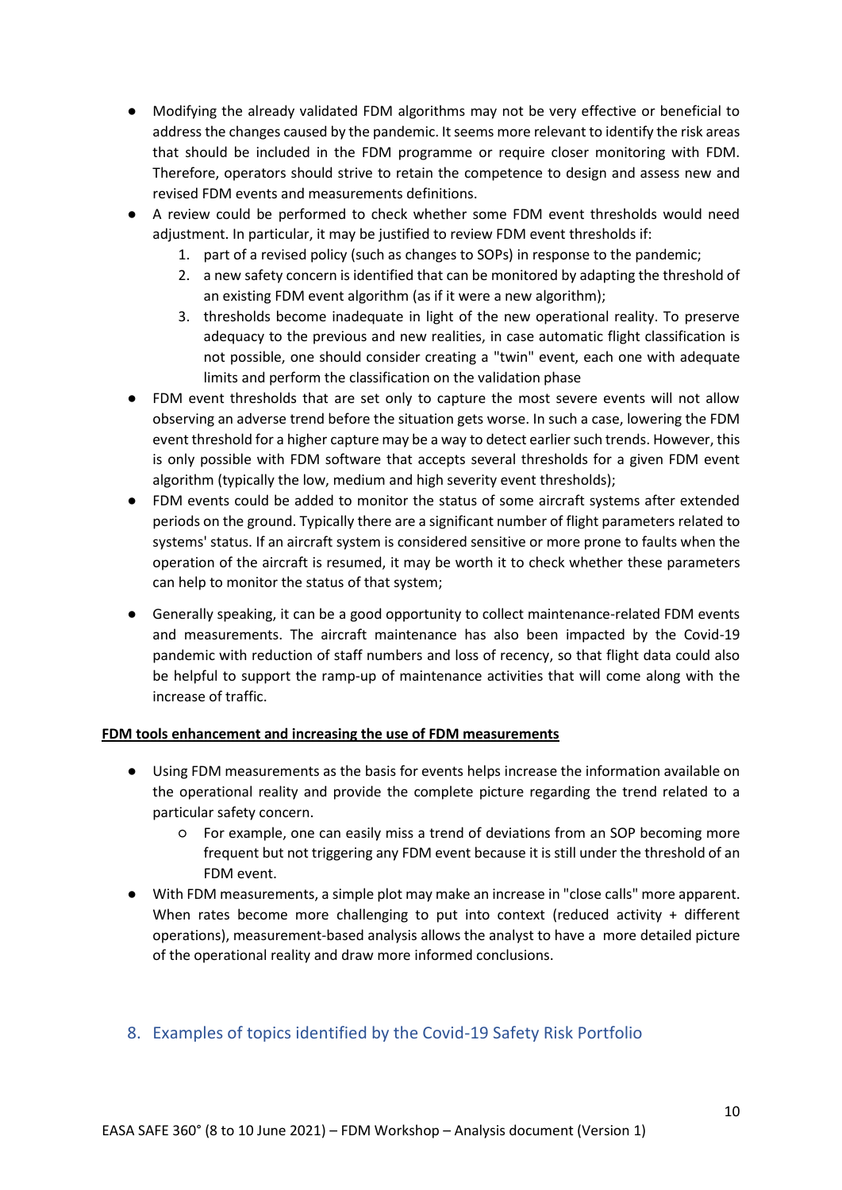- Modifying the already validated FDM algorithms may not be very effective or beneficial to address the changes caused by the pandemic. It seems more relevant to identify the risk areas that should be included in the FDM programme or require closer monitoring with FDM. Therefore, operators should strive to retain the competence to design and assess new and revised FDM events and measurements definitions.
- A review could be performed to check whether some FDM event thresholds would need adjustment. In particular, it may be justified to review FDM event thresholds if:
    1. part of a revised policy (such as changes to SOPs) in response to the pandemic;
    2. a new safety concern is identified that can be monitored by adapting the threshold of an existing FDM event algorithm (as if it were a new algorithm);
    3. thresholds become inadequate in light of the new operational reality. To preserve adequacy to the previous and new realities, in case automatic flight classification is not possible, one should consider creating a "twin" event, each one with adequate limits and perform the classification on the validation phase
- FDM event thresholds that are set only to capture the most severe events will not allow observing an adverse trend before the situation gets worse. In such a case, lowering the FDM event threshold for a higher capture may be a way to detect earlier such trends. However, this is only possible with FDM software that accepts several thresholds for a given FDM event algorithm (typically the low, medium and high severity event thresholds);
- FDM events could be added to monitor the status of some aircraft systems after extended periods on the ground. Typically there are a significant number of flight parameters related to systems' status. If an aircraft system is considered sensitive or more prone to faults when the operation of the aircraft is resumed, it may be worth it to check whether these parameters can help to monitor the status of that system;
- Generally speaking, it can be a good opportunity to collect maintenance-related FDM events and measurements. The aircraft maintenance has also been impacted by the Covid-19 pandemic with reduction of staff numbers and loss of recency, so that flight data could also be helpful to support the ramp-up of maintenance activities that will come along with the increase of traffic.

**FDM tools enhancement and increasing the use of FDM measurements**

- Using FDM measurements as the basis for events helps increase the information available on the operational reality and provide the complete picture regarding the trend related to a particular safety concern.
    - For example, one can easily miss a trend of deviations from an SOP becoming more frequent but not triggering any FDM event because it is still under the threshold of an FDM event.
- With FDM measurements, a simple plot may make an increase in "close calls" more apparent. When rates become more challenging to put into context (reduced activity + different operations), measurement-based analysis allows the analyst to have a more detailed picture of the operational reality and draw more informed conclusions.

## 8. Examples of topics identified by the Covid-19 Safety Risk Portfolio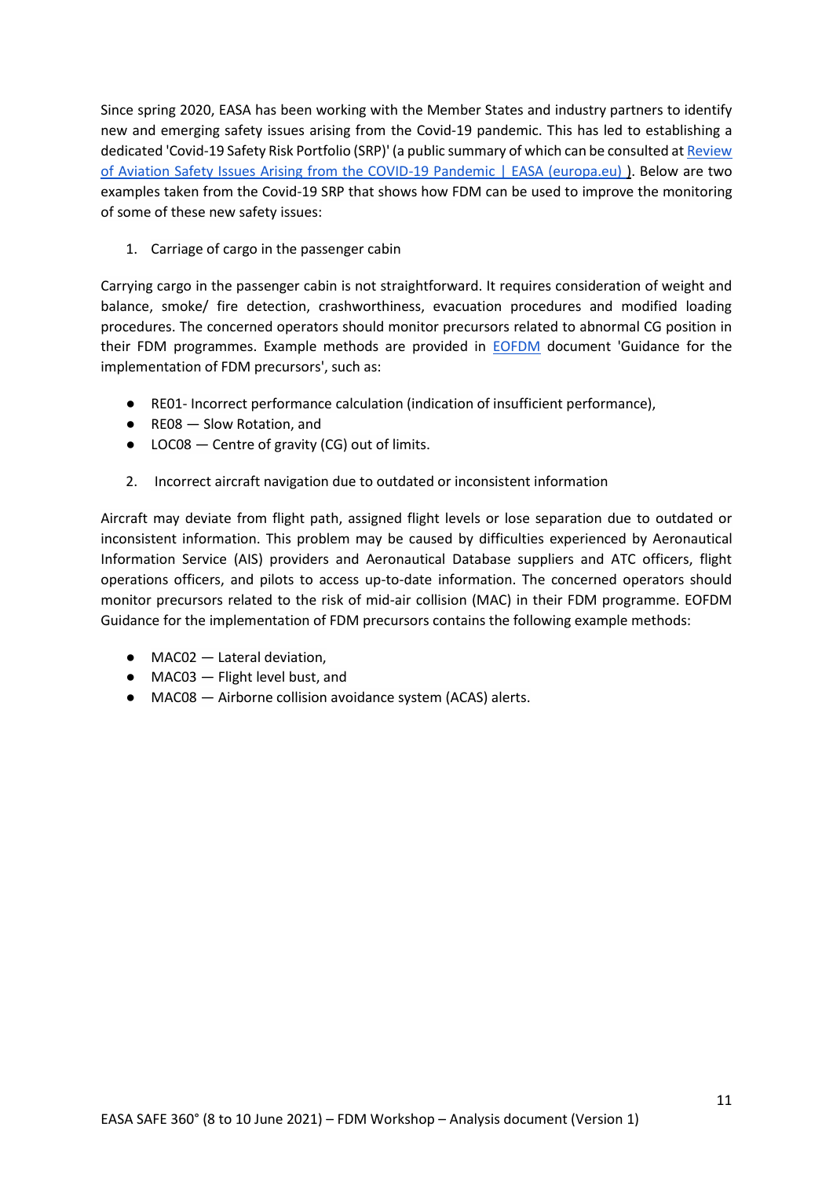Since spring 2020, EASA has been working with the Member States and industry partners to identify new and emerging safety issues arising from the Covid-19 pandemic. This has led to establishing a dedicated 'Covid-19 Safety Risk Portfolio (SRP)' (a public summary of which can be consulted at [Review of Aviation Safety Issues Arising from the COVID-19 Pandemic | EASA (europa.eu)](#) ). Below are two examples taken from the Covid-19 SRP that shows how FDM can be used to improve the monitoring of some of these new safety issues:

1. Carriage of cargo in the passenger cabin

Carrying cargo in the passenger cabin is not straightforward. It requires consideration of weight and balance, smoke/ fire detection, crashworthiness, evacuation procedures and modified loading procedures. The concerned operators should monitor precursors related to abnormal CG position in their FDM programmes. Example methods are provided in [EOFDM](#) document 'Guidance for the implementation of FDM precursors', such as:

- RE01- Incorrect performance calculation (indication of insufficient performance),
- RE08 — Slow Rotation, and
- LOC08 — Centre of gravity (CG) out of limits.

2. Incorrect aircraft navigation due to outdated or inconsistent information

Aircraft may deviate from flight path, assigned flight levels or lose separation due to outdated or inconsistent information. This problem may be caused by difficulties experienced by Aeronautical Information Service (AIS) providers and Aeronautical Database suppliers and ATC officers, flight operations officers, and pilots to access up-to-date information. The concerned operators should monitor precursors related to the risk of mid-air collision (MAC) in their FDM programme. EOFDM Guidance for the implementation of FDM precursors contains the following example methods:

- MAC02 — Lateral deviation,
- MAC03 — Flight level bust, and
- MAC08 — Airborne collision avoidance system (ACAS) alerts.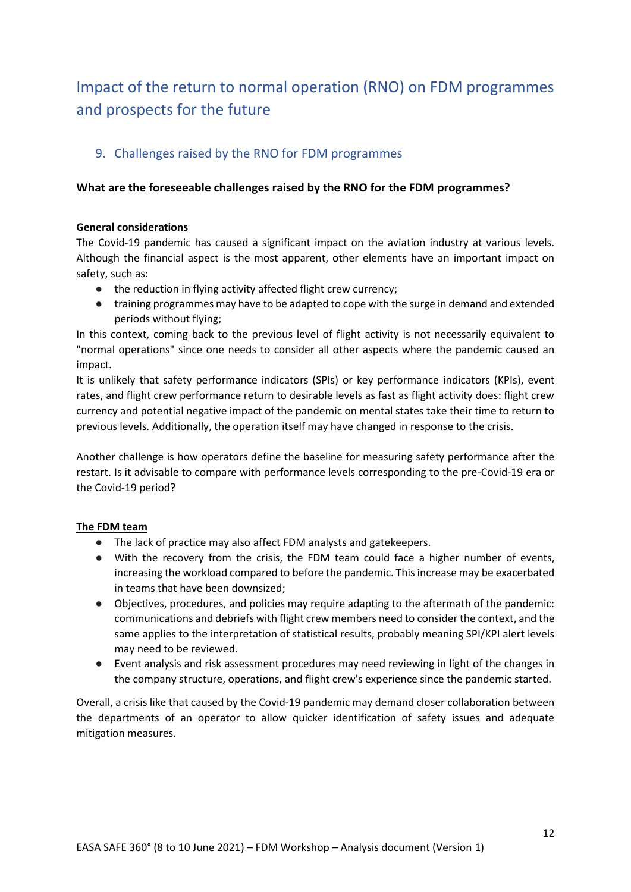# Impact of the return to normal operation (RNO) on FDM programmes and prospects for the future

## 9. Challenges raised by the RNO for FDM programmes

**What are the foreseeable challenges raised by the RNO for the FDM programmes?**

**General considerations**

The Covid-19 pandemic has caused a significant impact on the aviation industry at various levels. Although the financial aspect is the most apparent, other elements have an important impact on safety, such as:

- the reduction in flying activity affected flight crew currency;
- training programmes may have to be adapted to cope with the surge in demand and extended periods without flying;

In this context, coming back to the previous level of flight activity is not necessarily equivalent to "normal operations" since one needs to consider all other aspects where the pandemic caused an impact.

It is unlikely that safety performance indicators (SPIs) or key performance indicators (KPIs), event rates, and flight crew performance return to desirable levels as fast as flight activity does: flight crew currency and potential negative impact of the pandemic on mental states take their time to return to previous levels. Additionally, the operation itself may have changed in response to the crisis.

Another challenge is how operators define the baseline for measuring safety performance after the restart. Is it advisable to compare with performance levels corresponding to the pre-Covid-19 era or the Covid-19 period?

**The FDM team**

- The lack of practice may also affect FDM analysts and gatekeepers.
- With the recovery from the crisis, the FDM team could face a higher number of events, increasing the workload compared to before the pandemic. This increase may be exacerbated in teams that have been downsized;
- Objectives, procedures, and policies may require adapting to the aftermath of the pandemic: communications and debriefs with flight crew members need to consider the context, and the same applies to the interpretation of statistical results, probably meaning SPI/KPI alert levels may need to be reviewed.
- Event analysis and risk assessment procedures may need reviewing in light of the changes in the company structure, operations, and flight crew's experience since the pandemic started.

Overall, a crisis like that caused by the Covid-19 pandemic may demand closer collaboration between the departments of an operator to allow quicker identification of safety issues and adequate mitigation measures.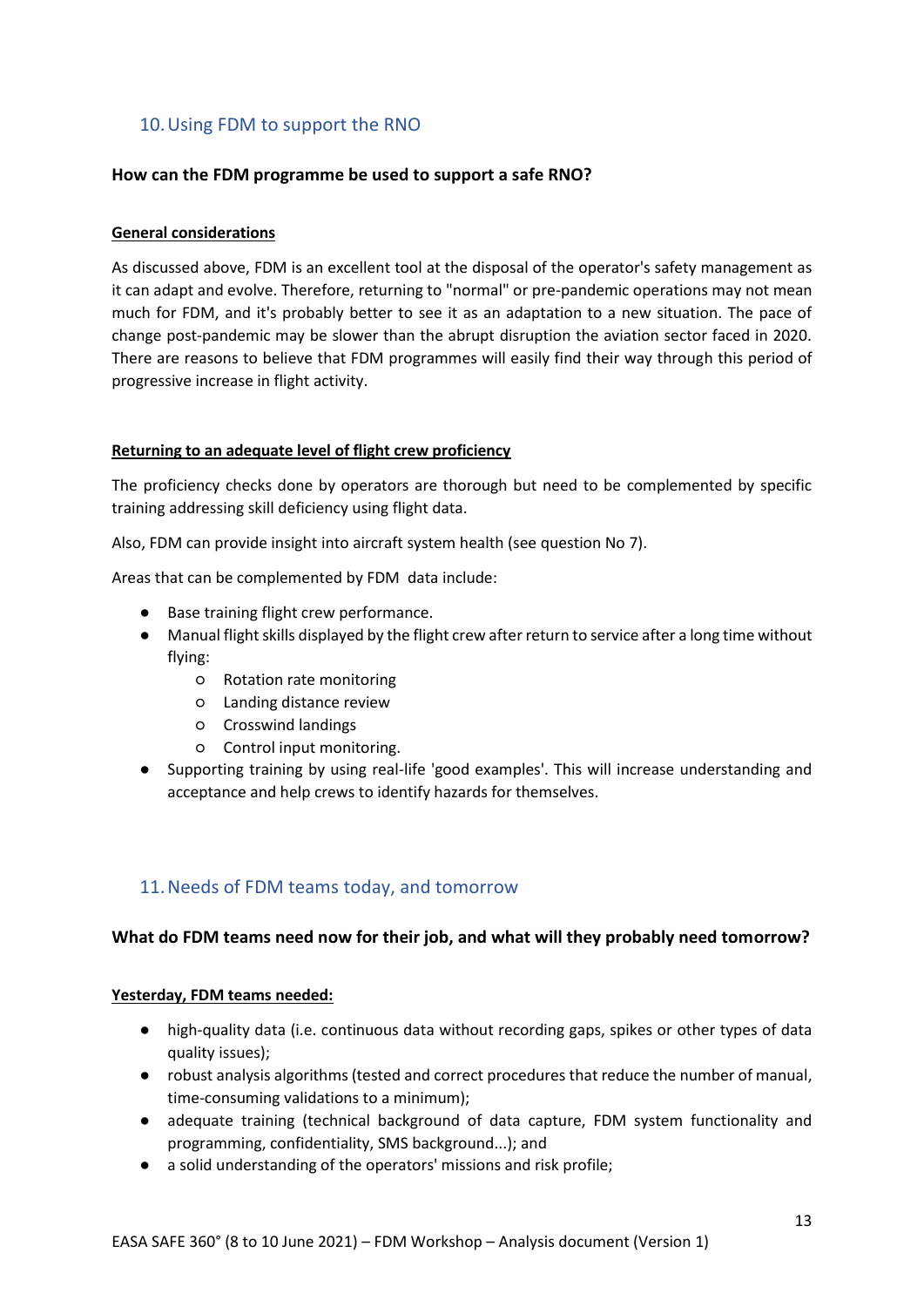## 10. Using FDM to support the RNO

**How can the FDM programme be used to support a safe RNO?**

**General considerations**

As discussed above, FDM is an excellent tool at the disposal of the operator's safety management as it can adapt and evolve. Therefore, returning to "normal" or pre-pandemic operations may not mean much for FDM, and it's probably better to see it as an adaptation to a new situation. The pace of change post-pandemic may be slower than the abrupt disruption the aviation sector faced in 2020. There are reasons to believe that FDM programmes will easily find their way through this period of progressive increase in flight activity.

**Returning to an adequate level of flight crew proficiency**

The proficiency checks done by operators are thorough but need to be complemented by specific training addressing skill deficiency using flight data.

Also, FDM can provide insight into aircraft system health (see question No 7).

Areas that can be complemented by FDM data include:

- Base training flight crew performance.
- Manual flight skills displayed by the flight crew after return to service after a long time without flying:
  - Rotation rate monitoring
  - Landing distance review
  - Crosswind landings
  - Control input monitoring.
- Supporting training by using real-life 'good examples'. This will increase understanding and acceptance and help crews to identify hazards for themselves.

## 11. Needs of FDM teams today, and tomorrow

**What do FDM teams need now for their job, and what will they probably need tomorrow?**

**Yesterday, FDM teams needed:**

- high-quality data (i.e. continuous data without recording gaps, spikes or other types of data quality issues);
- robust analysis algorithms (tested and correct procedures that reduce the number of manual, time-consuming validations to a minimum);
- adequate training (technical background of data capture, FDM system functionality and programming, confidentiality, SMS background...); and
- a solid understanding of the operators' missions and risk profile;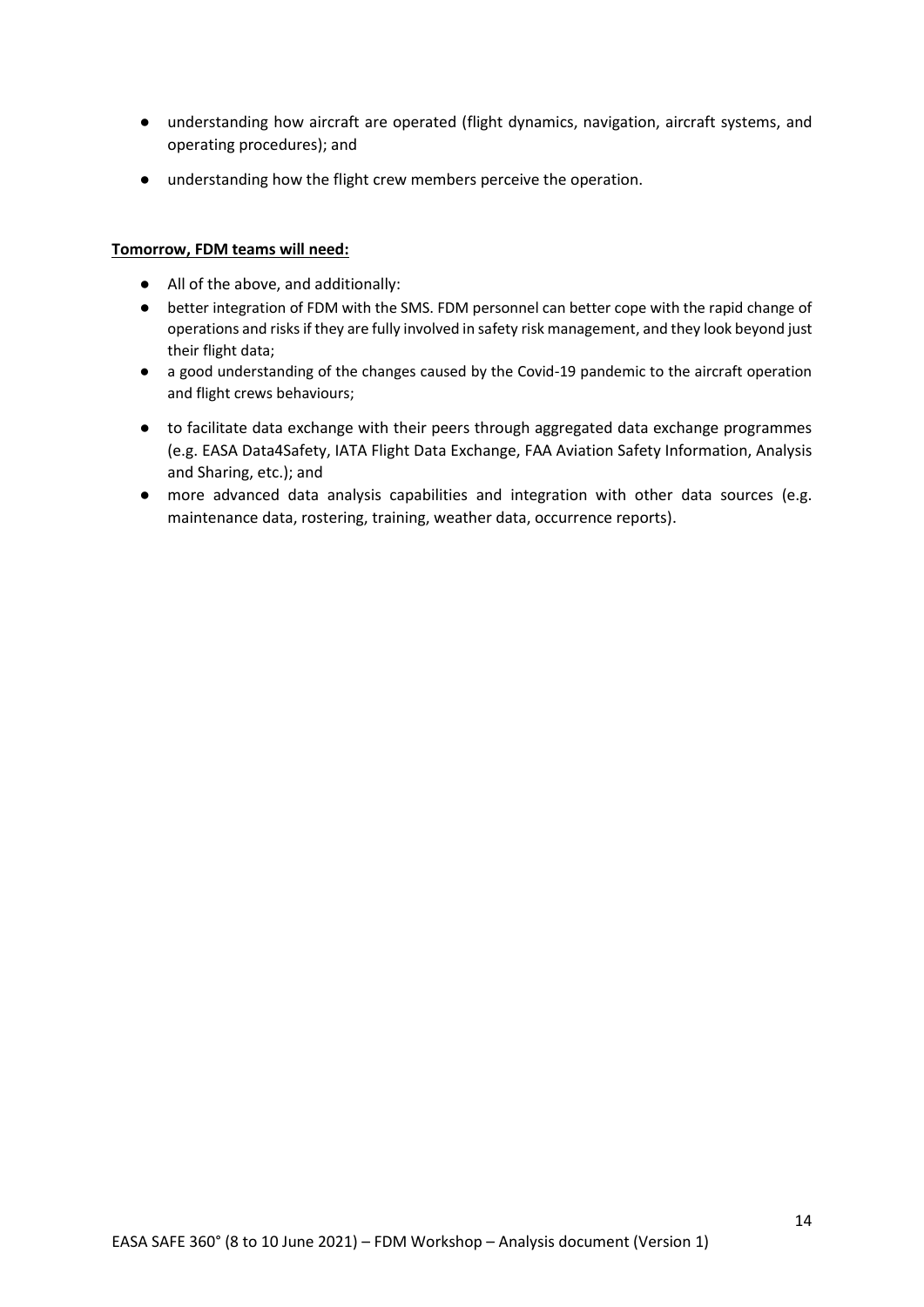- understanding how aircraft are operated (flight dynamics, navigation, aircraft systems, and operating procedures); and
- understanding how the flight crew members perceive the operation.

**Tomorrow, FDM teams will need:**

- All of the above, and additionally:
- better integration of FDM with the SMS. FDM personnel can better cope with the rapid change of operations and risks if they are fully involved in safety risk management, and they look beyond just their flight data;
- a good understanding of the changes caused by the Covid-19 pandemic to the aircraft operation and flight crews behaviours;
- to facilitate data exchange with their peers through aggregated data exchange programmes (e.g. EASA Data4Safety, IATA Flight Data Exchange, FAA Aviation Safety Information, Analysis and Sharing, etc.); and
- more advanced data analysis capabilities and integration with other data sources (e.g. maintenance data, rostering, training, weather data, occurrence reports).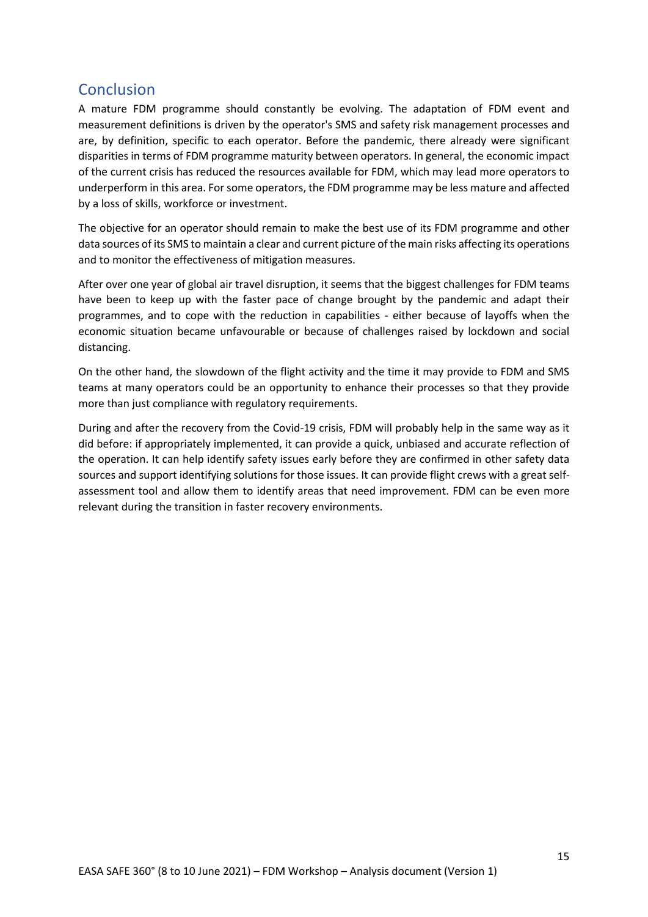## Conclusion

A mature FDM programme should constantly be evolving. The adaptation of FDM event and measurement definitions is driven by the operator's SMS and safety risk management processes and are, by definition, specific to each operator. Before the pandemic, there already were significant disparities in terms of FDM programme maturity between operators. In general, the economic impact of the current crisis has reduced the resources available for FDM, which may lead more operators to underperform in this area. For some operators, the FDM programme may be less mature and affected by a loss of skills, workforce or investment.

The objective for an operator should remain to make the best use of its FDM programme and other data sources of its SMS to maintain a clear and current picture of the main risks affecting its operations and to monitor the effectiveness of mitigation measures.

After over one year of global air travel disruption, it seems that the biggest challenges for FDM teams have been to keep up with the faster pace of change brought by the pandemic and adapt their programmes, and to cope with the reduction in capabilities - either because of layoffs when the economic situation became unfavourable or because of challenges raised by lockdown and social distancing.

On the other hand, the slowdown of the flight activity and the time it may provide to FDM and SMS teams at many operators could be an opportunity to enhance their processes so that they provide more than just compliance with regulatory requirements.

During and after the recovery from the Covid-19 crisis, FDM will probably help in the same way as it did before: if appropriately implemented, it can provide a quick, unbiased and accurate reflection of the operation. It can help identify safety issues early before they are confirmed in other safety data sources and support identifying solutions for those issues. It can provide flight crews with a great self-assessment tool and allow them to identify areas that need improvement. FDM can be even more relevant during the transition in faster recovery environments.